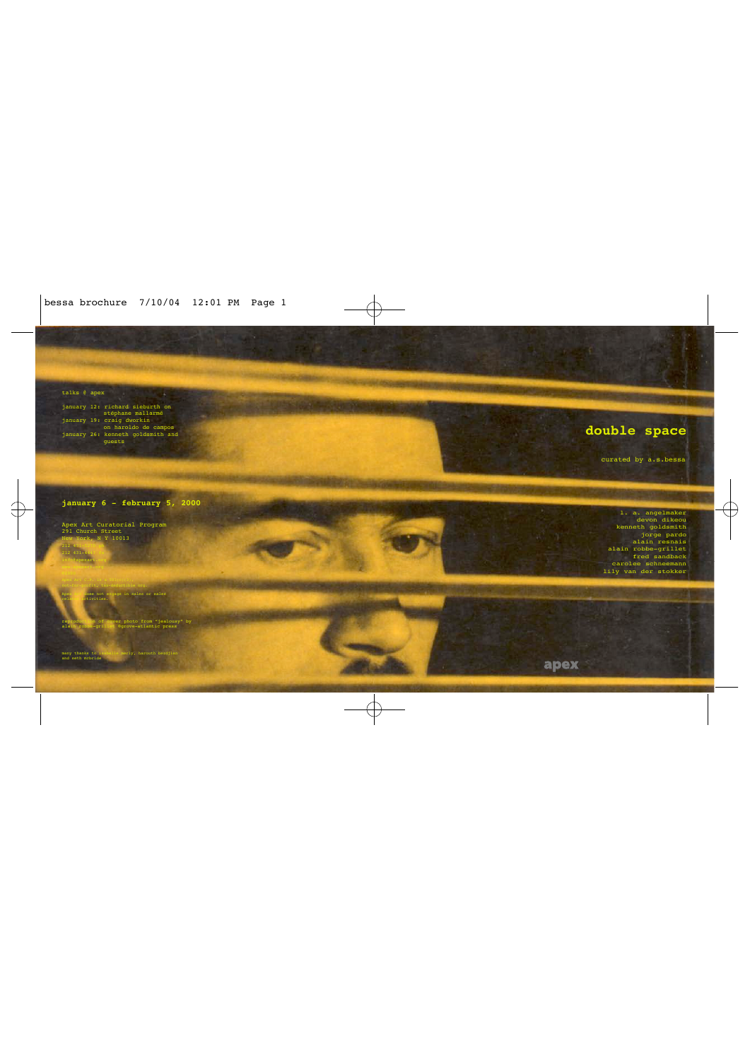talks @ apex

january 12: richard sieburth on stéphane mallarmé
january 19: craig dworkin on haroldo de campos
january 26: kenneth goldsmith and guests

**january 6 - february 5, 2000**

Apex Art Curatorial Program
291 Church Street
New York, N Y 10013

reproduction of cover photo from "jealousy" by alain robbe-grillet ©grove-atlantic press

many thanks to isabelle merly, harouth bezdjian and seth mcbride

# double space

curated by a.s.bessa

l. a. angelmaker
devon dikeou
kenneth goldsmith
jorge pardo
alain resnais
alain robbe-grillet
fred sandback
carolee schneemann
lily van der stokker

apex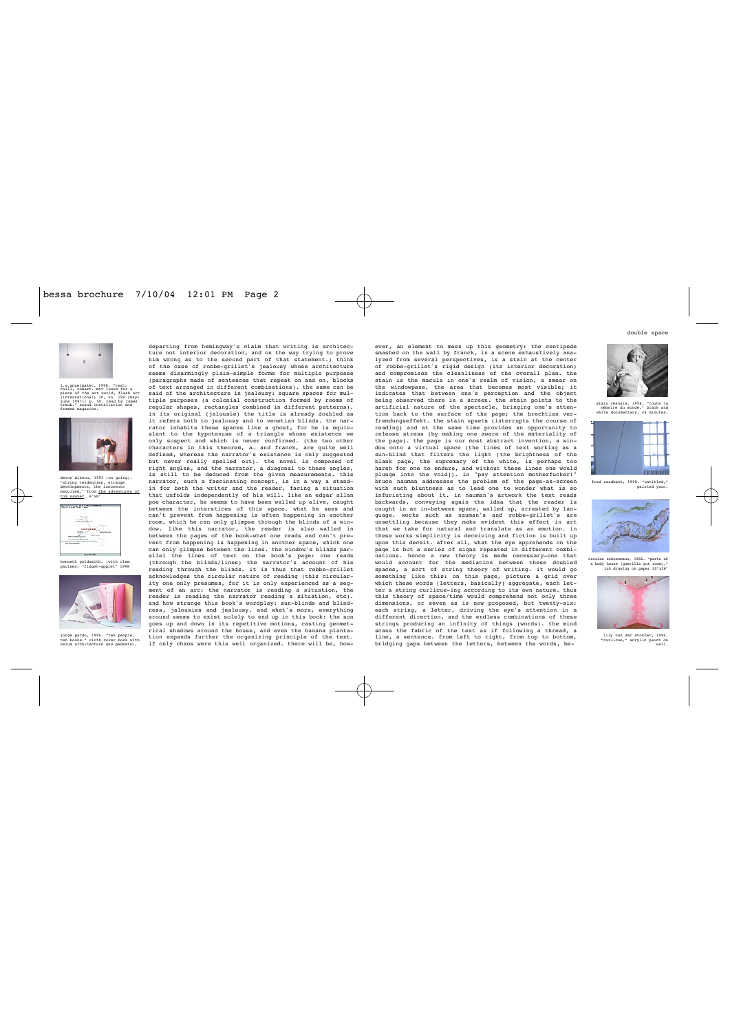l.a.angelmaker, 1998. "text: thill, robert. mtv looks for a piece of the art world, flash art (international) 30, no. 194 (may-june 1997):, p. 50. read by james traub." sound installation and framed magazine.

devon dikeou, 1993 (on going). "strong tendencies, strange developments, the innocents beguiled," from the adventures of tom sawyer. 6'x8'

kenneth goldsmith, (with clem paulsen) "fidget-applet" 1998

jorge pardo, 1994. "ten people, ten books." cloth cover book with velum architecture and pedestal.

departing from hemingway's claim that writing is architecture not interior decoration, and on the way trying to prove him wrong as to the second part of that statement.) think of the case of robbe-grillet's jealousy whose architecture seems disarmingly plain—simple forms for multiple purposes (paragraphs made of sentences that repeat on and on, blocks of text arranged in different combinations). the same can be said of the architecture in jealousy: square spaces for multiple purposes (a colonial construction formed by rooms of regular shapes, rectangles combined in different patterns). in its original (jalousie) the title is already doubled as it refers both to jealousy and to venetian blinds. the narrator inhabits these spaces like a ghost, for he is equivalent to the hypotenuse of a triangle whose existence we only suspect and which is never confirmed. (the two other characters in this theorem, a… and franck, are quite well defined, whereas the narrator's existence is only suggested but never really spelled out). the novel is composed of right angles, and the narrator, a diagonal to these angles, is still to be deduced from the given measurements. this narrator, such a fascinating concept, is in a way a stand-in for both the writer and the reader, facing a situation that unfolds independently of his will. like an edgar allan poe character, he seems to have been walled up alive, caught between the interstices of this space. what he sees and can't prevent from happening is often happening in another room, which he can only glimpse through the blinds of a window. like this narrator, the reader is also walled in between the pages of the book—what one reads and can't prevent from happening is happening in another space, which one can only glimpse between the lines. the window's blinds parallel the lines of text on the book's page: one reads (through the blinds/lines) the narrator's account of his reading through the blinds. it is thus that robbe-grillet acknowledges the circular nature of reading (this circularity one only presumes, for it is only experienced as a segment of an arc: the narrator is reading a situation, the reader is reading the narrator reading a situation, etc). and how strange this book's wordplay: sun-blinds and blindness, jalousies and jealousy. and what's more, everything around seems to exist solely to end up in this book: the sun goes up and down in its repetitive motions, casting geometrical shadows around the house, and even the banana plantation expands further the organizing principle of the text. if only chaos were this well organized. there will be, however, an element to mess up this geometry: the centipede smashed on the wall by franck, in a scene exhaustively analyzed from several perspectives, is a stain at the center of robbe-grillet's rigid design (its interior decoration) and compromises the cleanliness of the overall plan. the stain is the macula in one's realm of vision, a smear on the windowpane, the area that becomes most visible; it indicates that between one's perception and the object being observed there is a screen. the stain points to the artificial nature of the spectacle, bringing one's attention back to the surface of the page; the brechtian verfremdungseffekt. the stain upsets (interrupts the course of reading) and at the same time provides an opportunity to release stress (by making one aware of the materiality of the page). the page is our most abstract invention, a window onto a virtual space (the lines of text working as a sun-blind that filters the light [the brightness of the blank page, the supremacy of the white, is perhaps too harsh for one to endure, and without these lines one would plunge into the void]). in "pay attention motherfucker!" bruce nauman addresses the problem of the page-as-screen with such bluntness as to lead one to wonder what is so infuriating about it. in nauman's artwork the text reads backwards, conveying again the idea that the reader is caught in an in-between space, walled up, arrested by language. works such as nauman's and robbe-grillet's are unsettling because they make evident this effect in art that we take for natural and translate as an emotion. in these works simplicity is deceiving and fiction is built up upon this deceit. after all, what the eye apprehends on the page is but a series of signs repeated in different combinations. hence a new theory is made necessary—one that would account for the mediation between these doubled spaces, a sort of string theory of writing. it would go something like this: on this page, picture a grid over which these words (letters, basically) aggregate, each letter a string curlicue-ing according to its own nature. thus this theory of space/time would comprehend not only three dimensions, or seven as is now proposed, but twenty-six: each string, a letter, driving the eye's attention in a different direction, and the endless combinations of these strings producing an infinity of things (words). the mind scans the fabric of the text as if following a thread, a line, a sentence. from left to right, from top to bottom, bridging gaps between the letters, between the words, be-

double space

alain resnais, 1956. "toute la mémoire du monde." black and white documentary, 26 minutes.

fred sandback, 1998. "untitled," painted yarn.

carolee schneemann, 1966. "parts of a body house (guerilla gut room)," ink drawing on paper 20"x26"

lily van der stokker, 1994. "curlicue," acrylic paint on wall.